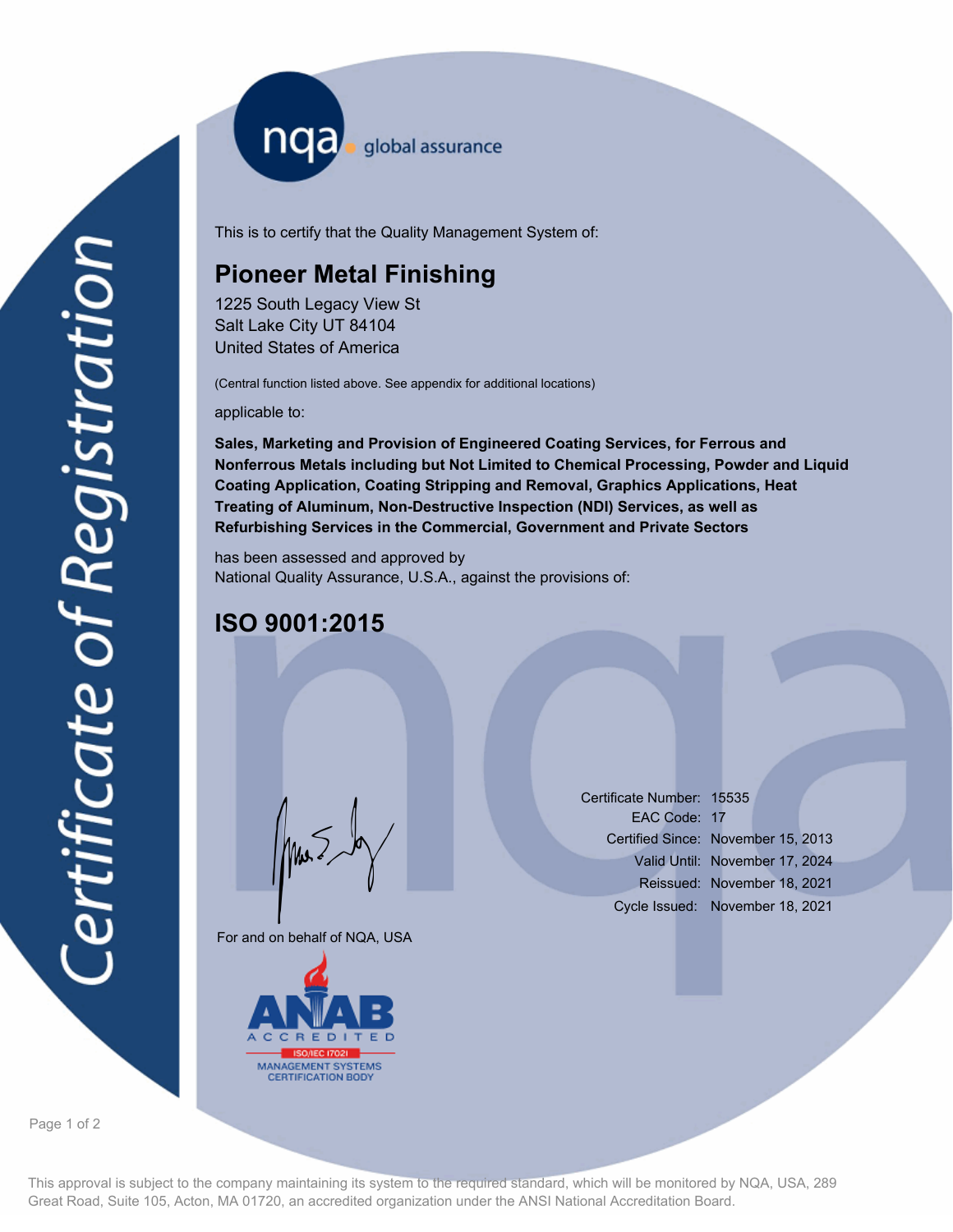nqa global assurance

# Certificate of Registration

This is to certify that the Quality Management System of:

## Pioneer Metal Finishing

1225 South Legacy View St
Salt Lake City UT 84104
United States of America

(Central function listed above. See appendix for additional locations)

applicable to:

**Sales, Marketing and Provision of Engineered Coating Services, for Ferrous and Nonferrous Metals including but Not Limited to Chemical Processing, Powder and Liquid Coating Application, Coating Stripping and Removal, Graphics Applications, Heat Treating of Aluminum, Non-Destructive Inspection (NDI) Services, as well as Refurbishing Services in the Commercial, Government and Private Sectors**

has been assessed and approved by
National Quality Assurance, U.S.A., against the provisions of:

## ISO 9001:2015

For and on behalf of NQA, USA

| | |
|---|---|
| Certificate Number: | 15535 |
| EAC Code: | 17 |
| Certified Since: | November 15, 2013 |
| Valid Until: | November 17, 2024 |
| Reissued: | November 18, 2021 |
| Cycle Issued: | November 18, 2021 |

ANAB ACCREDITED
ISO/IEC 17021
MANAGEMENT SYSTEMS CERTIFICATION BODY

This approval is subject to the company maintaining its system to the required standard, which will be monitored by NQA, USA, 289 Great Road, Suite 105, Acton, MA 01720, an accredited organization under the ANSI National Accreditation Board.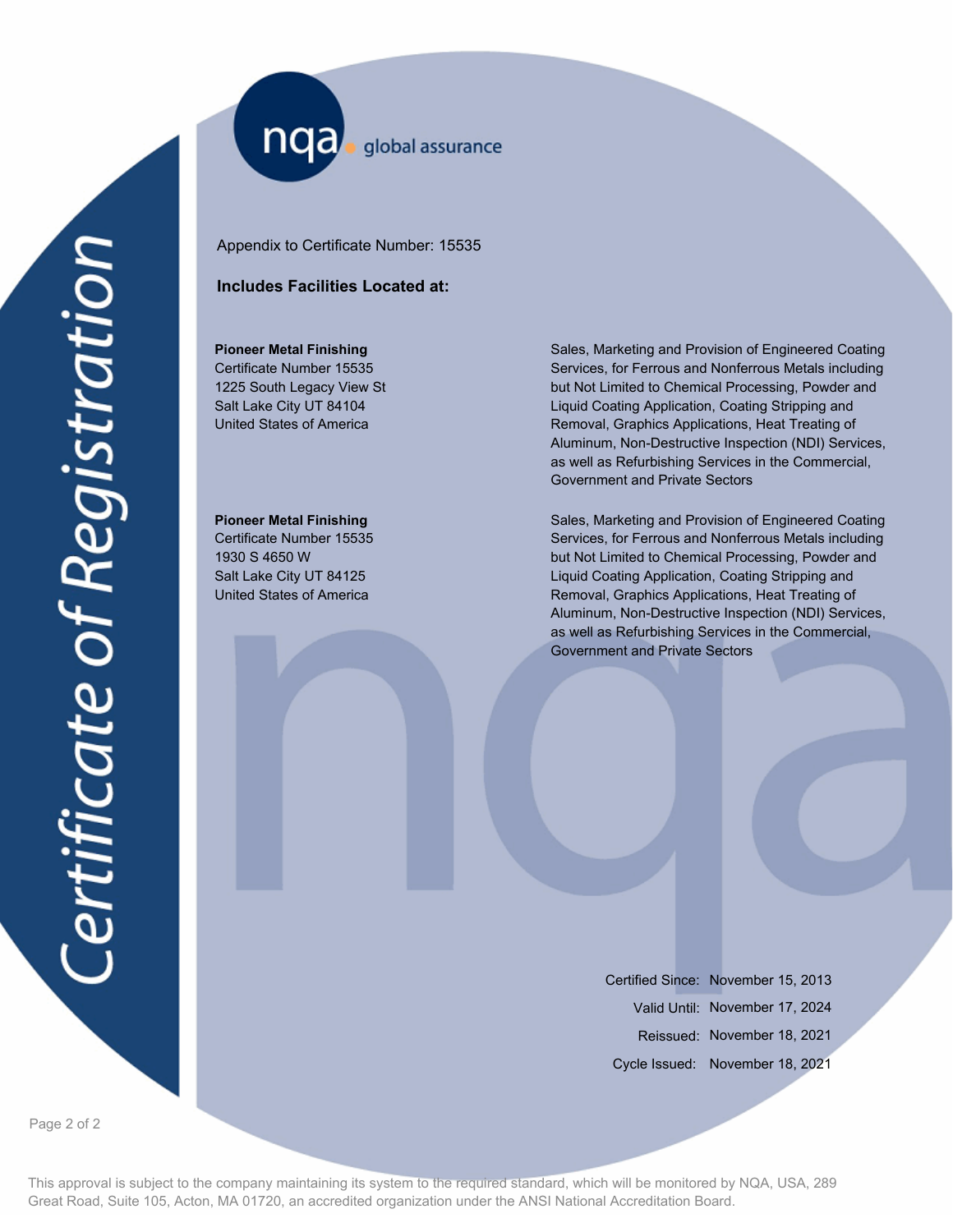nqa global assurance

Certificate of Registration

Appendix to Certificate Number: 15535

**Includes Facilities Located at:**

| | |
|---|---|
| **Pioneer Metal Finishing**<br>Certificate Number 15535<br>1225 South Legacy View St<br>Salt Lake City UT 84104<br>United States of America | Sales, Marketing and Provision of Engineered Coating Services, for Ferrous and Nonferrous Metals including but Not Limited to Chemical Processing, Powder and Liquid Coating Application, Coating Stripping and Removal, Graphics Applications, Heat Treating of Aluminum, Non-Destructive Inspection (NDI) Services, as well as Refurbishing Services in the Commercial, Government and Private Sectors |
| **Pioneer Metal Finishing**<br>Certificate Number 15535<br>1930 S 4650 W<br>Salt Lake City UT 84125<br>United States of America | Sales, Marketing and Provision of Engineered Coating Services, for Ferrous and Nonferrous Metals including but Not Limited to Chemical Processing, Powder and Liquid Coating Application, Coating Stripping and Removal, Graphics Applications, Heat Treating of Aluminum, Non-Destructive Inspection (NDI) Services, as well as Refurbishing Services in the Commercial, Government and Private Sectors |

Certified Since: November 15, 2013

Valid Until: November 17, 2024

Reissued: November 18, 2021

Cycle Issued: November 18, 2021

This approval is subject to the company maintaining its system to the required standard, which will be monitored by NQA, USA, 289 Great Road, Suite 105, Acton, MA 01720, an accredited organization under the ANSI National Accreditation Board.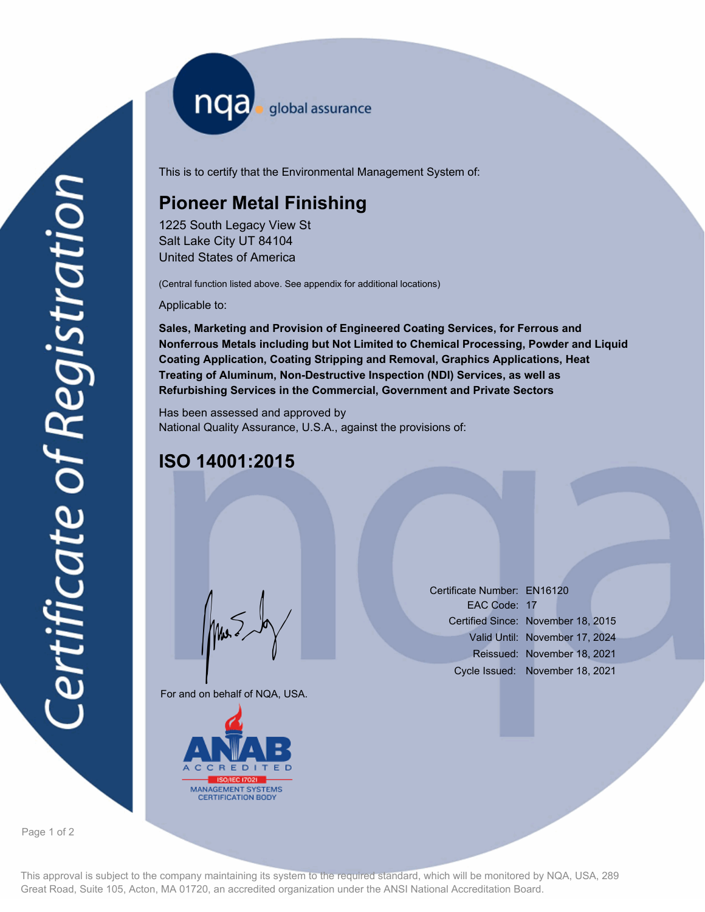# Certificate of Registration

nqa global assurance

This is to certify that the Environmental Management System of:

## Pioneer Metal Finishing

1225 South Legacy View St
Salt Lake City UT 84104
United States of America

(Central function listed above. See appendix for additional locations)

Applicable to:

**Sales, Marketing and Provision of Engineered Coating Services, for Ferrous and Nonferrous Metals including but Not Limited to Chemical Processing, Powder and Liquid Coating Application, Coating Stripping and Removal, Graphics Applications, Heat Treating of Aluminum, Non-Destructive Inspection (NDI) Services, as well as Refurbishing Services in the Commercial, Government and Private Sectors**

Has been assessed and approved by
National Quality Assurance, U.S.A., against the provisions of:

## ISO 14001:2015

For and on behalf of NQA, USA.

Certificate Number: EN16120
EAC Code: 17
Certified Since: November 18, 2015
Valid Until: November 17, 2024
Reissued: November 18, 2021
Cycle Issued: November 18, 2021

ANAB ACCREDITED
ISO/IEC 17021
MANAGEMENT SYSTEMS CERTIFICATION BODY

This approval is subject to the company maintaining its system to the required standard, which will be monitored by NQA, USA, 289 Great Road, Suite 105, Acton, MA 01720, an accredited organization under the ANSI National Accreditation Board.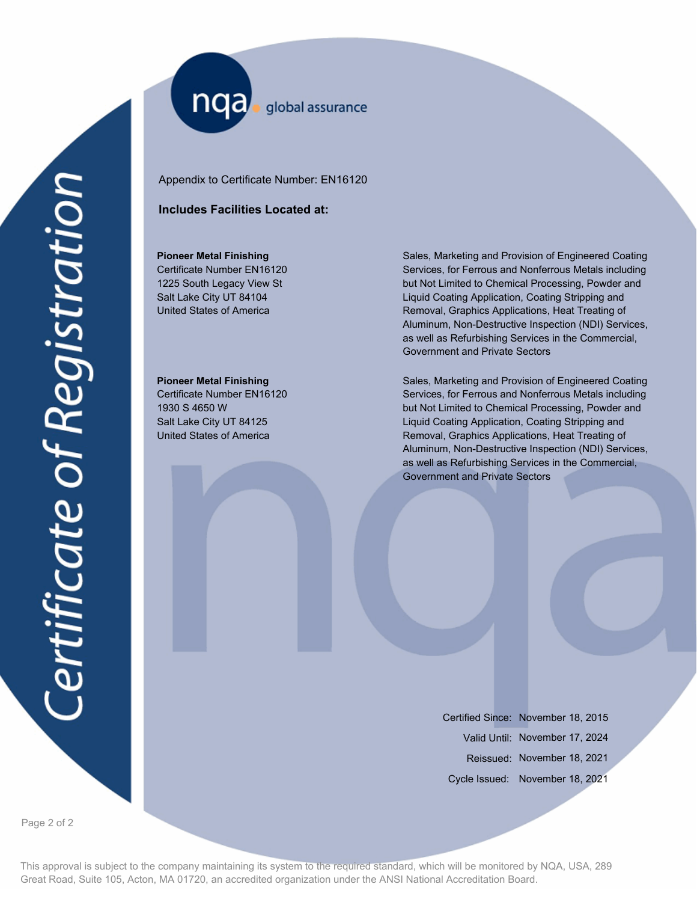nqa global assurance

Certificate of Registration

Appendix to Certificate Number: EN16120

**Includes Facilities Located at:**

**Pioneer Metal Finishing**
Certificate Number EN16120
1225 South Legacy View St
Salt Lake City UT 84104
United States of America

Sales, Marketing and Provision of Engineered Coating Services, for Ferrous and Nonferrous Metals including but Not Limited to Chemical Processing, Powder and Liquid Coating Application, Coating Stripping and Removal, Graphics Applications, Heat Treating of Aluminum, Non-Destructive Inspection (NDI) Services, as well as Refurbishing Services in the Commercial, Government and Private Sectors

**Pioneer Metal Finishing**
Certificate Number EN16120
1930 S 4650 W
Salt Lake City UT 84125
United States of America

Sales, Marketing and Provision of Engineered Coating Services, for Ferrous and Nonferrous Metals including but Not Limited to Chemical Processing, Powder and Liquid Coating Application, Coating Stripping and Removal, Graphics Applications, Heat Treating of Aluminum, Non-Destructive Inspection (NDI) Services, as well as Refurbishing Services in the Commercial, Government and Private Sectors

Certified Since: November 18, 2015
Valid Until: November 17, 2024
Reissued: November 18, 2021
Cycle Issued: November 18, 2021

This approval is subject to the company maintaining its system to the required standard, which will be monitored by NQA, USA, 289 Great Road, Suite 105, Acton, MA 01720, an accredited organization under the ANSI National Accreditation Board.